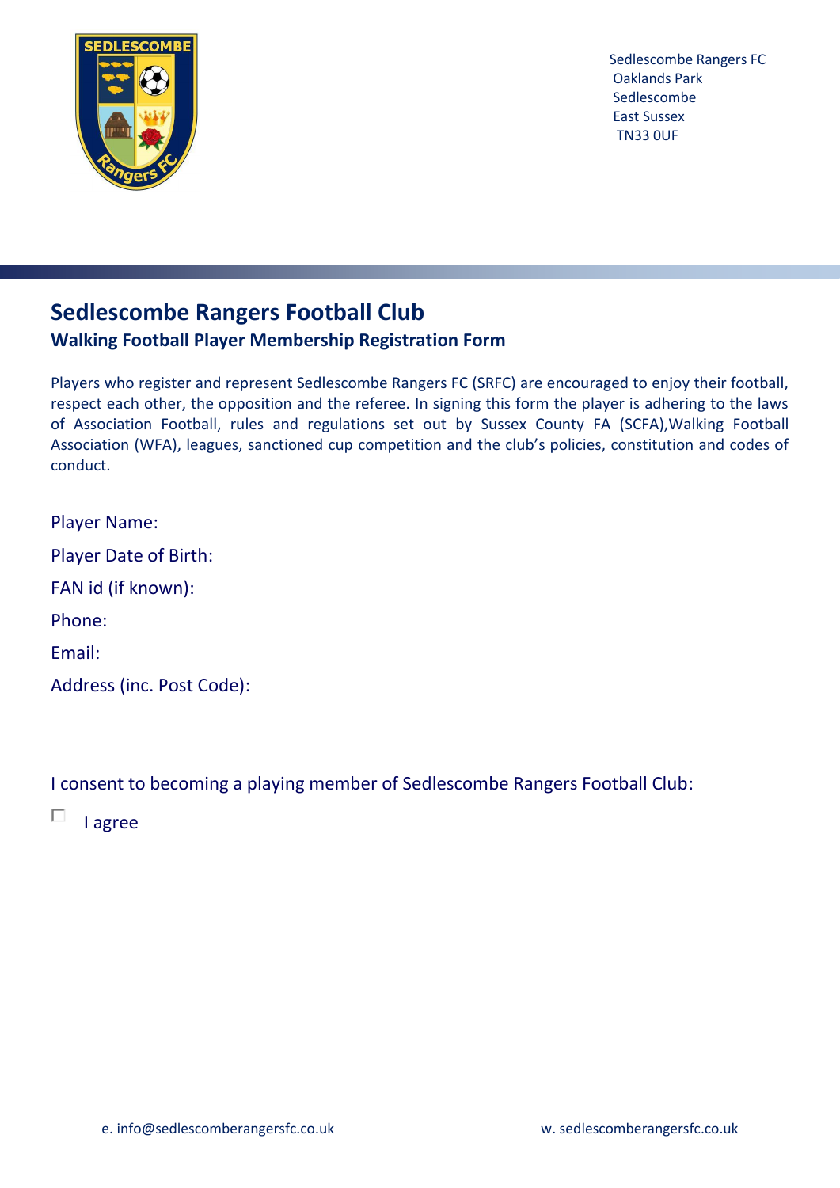Sedlescombe Rangers FC
Oaklands Park
Sedlescombe
East Sussex
TN33 0UF

# Sedlescombe Rangers Football Club

## Walking Football Player Membership Registration Form

Players who register and represent Sedlescombe Rangers FC (SRFC) are encouraged to enjoy their football, respect each other, the opposition and the referee. In signing this form the player is adhering to the laws of Association Football, rules and regulations set out by Sussex County FA (SCFA),Walking Football Association (WFA), leagues, sanctioned cup competition and the club's policies, constitution and codes of conduct.

Player Name:

Player Date of Birth:

FAN id (if known):

Phone:

Email:

Address (inc. Post Code):

I consent to becoming a playing member of Sedlescombe Rangers Football Club:

☐ I agree

e. info@sedlescomberangersfc.co.uk w. sedlescomberangersfc.co.uk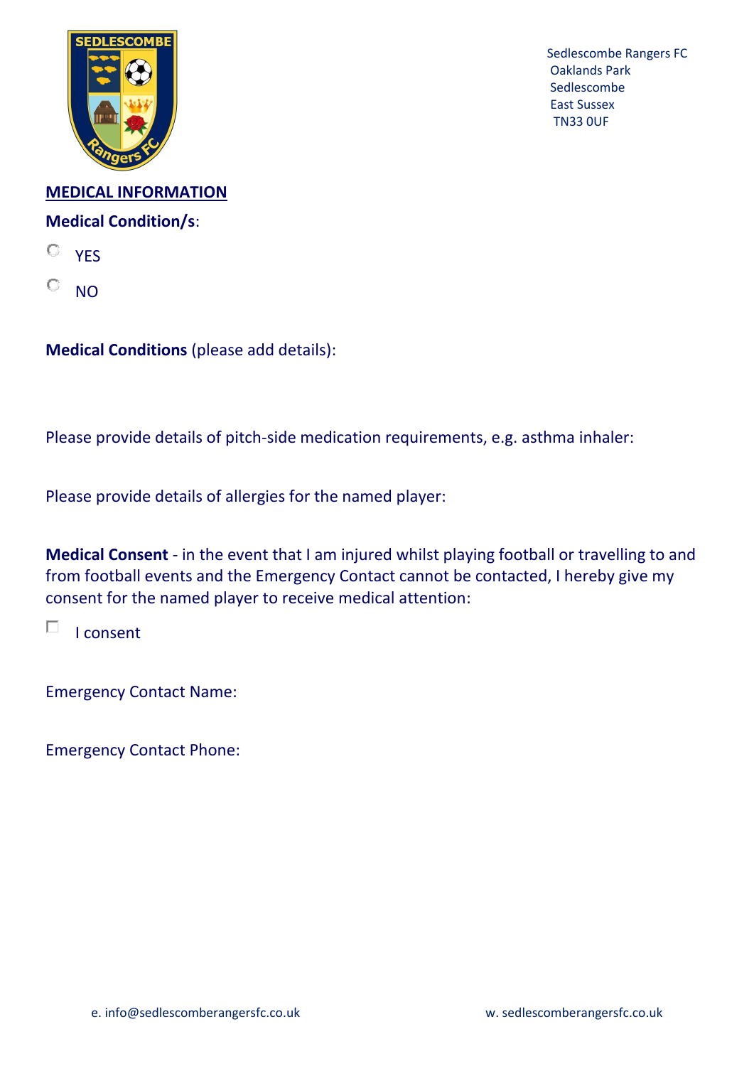Sedlescombe Rangers FC
Oaklands Park
Sedlescombe
East Sussex
TN33 0UF

## MEDICAL INFORMATION

**Medical Condition/s**:

- YES
- NO

**Medical Conditions** (please add details):

Please provide details of pitch-side medication requirements, e.g. asthma inhaler:

Please provide details of allergies for the named player:

**Medical Consent** - in the event that I am injured whilst playing football or travelling to and from football events and the Emergency Contact cannot be contacted, I hereby give my consent for the named player to receive medical attention:

- [ ] I consent

Emergency Contact Name:

Emergency Contact Phone:

e. info@sedlescomberangersfc.co.uk

w. sedlescomberangersfc.co.uk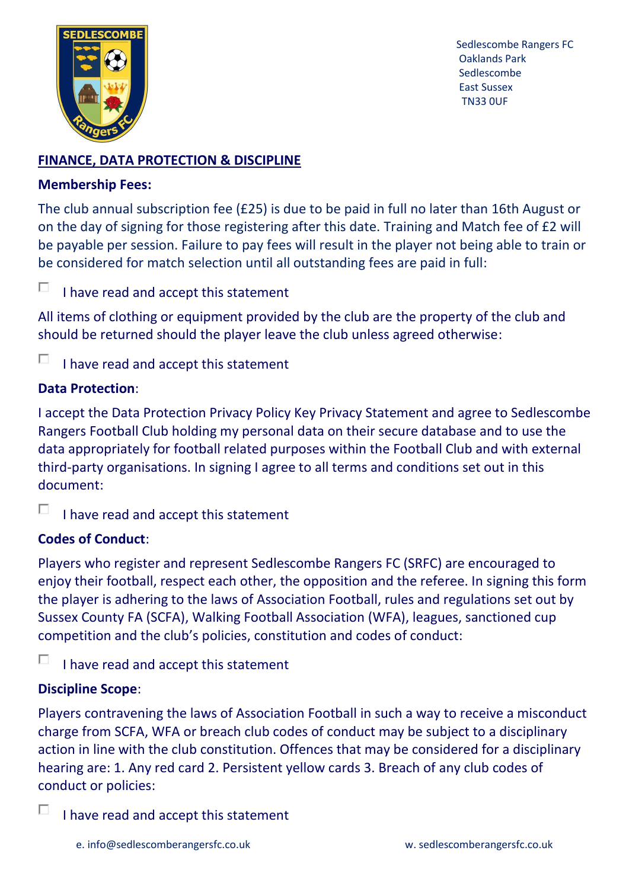Sedlescombe Rangers FC
Oaklands Park
Sedlescombe
East Sussex
TN33 0UF

## FINANCE, DATA PROTECTION & DISCIPLINE

### Membership Fees:

The club annual subscription fee (£25) is due to be paid in full no later than 16th August or on the day of signing for those registering after this date. Training and Match fee of £2 will be payable per session. Failure to pay fees will result in the player not being able to train or be considered for match selection until all outstanding fees are paid in full:

☐ I have read and accept this statement

All items of clothing or equipment provided by the club are the property of the club and should be returned should the player leave the club unless agreed otherwise:

☐ I have read and accept this statement

### Data Protection:

I accept the Data Protection Privacy Policy Key Privacy Statement and agree to Sedlescombe Rangers Football Club holding my personal data on their secure database and to use the data appropriately for football related purposes within the Football Club and with external third-party organisations. In signing I agree to all terms and conditions set out in this document:

☐ I have read and accept this statement

### Codes of Conduct:

Players who register and represent Sedlescombe Rangers FC (SRFC) are encouraged to enjoy their football, respect each other, the opposition and the referee. In signing this form the player is adhering to the laws of Association Football, rules and regulations set out by Sussex County FA (SCFA), Walking Football Association (WFA), leagues, sanctioned cup competition and the club's policies, constitution and codes of conduct:

☐ I have read and accept this statement

### Discipline Scope:

Players contravening the laws of Association Football in such a way to receive a misconduct charge from SCFA, WFA or breach club codes of conduct may be subject to a disciplinary action in line with the club constitution. Offences that may be considered for a disciplinary hearing are: 1. Any red card 2. Persistent yellow cards 3. Breach of any club codes of conduct or policies:

☐ I have read and accept this statement

e. info@sedlescomberangersfc.co.uk w. sedlescomberangersfc.co.uk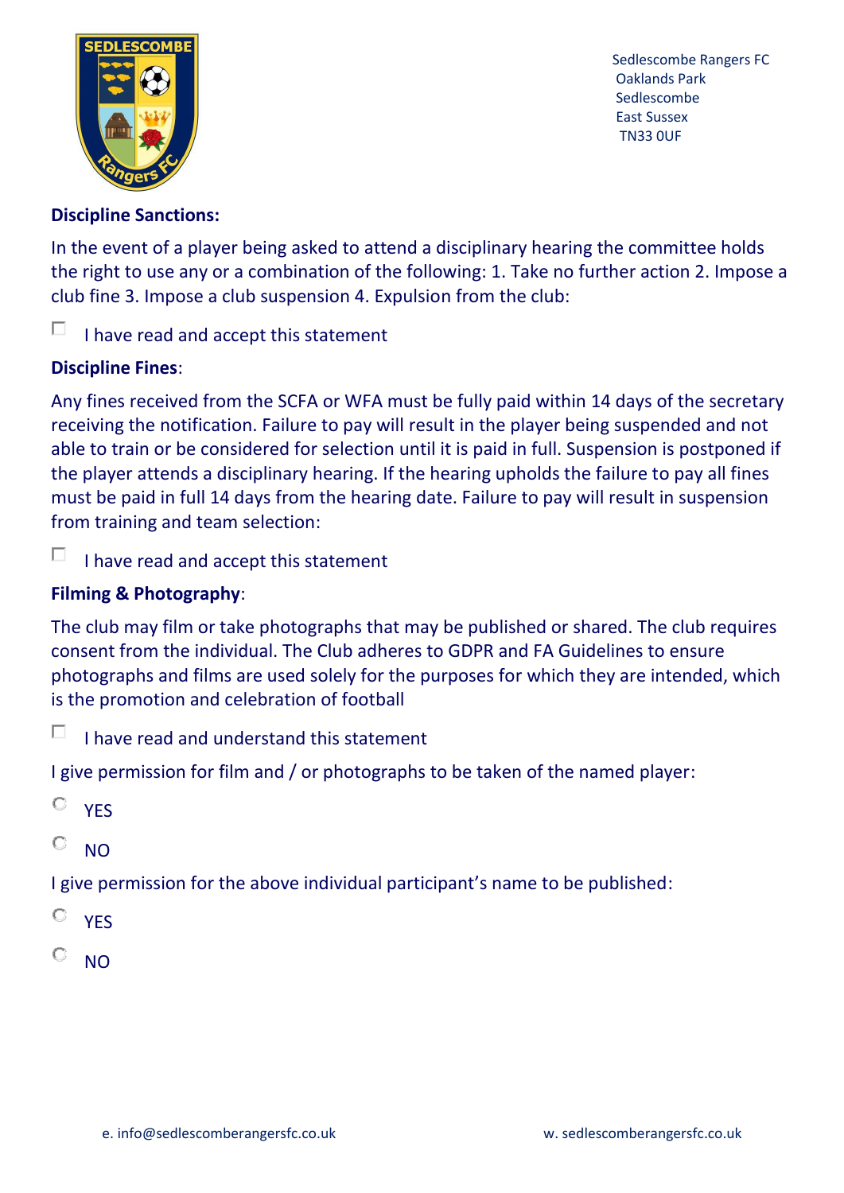Sedlescombe Rangers FC
Oaklands Park
Sedlescombe
East Sussex
TN33 0UF

**Discipline Sanctions:**

In the event of a player being asked to attend a disciplinary hearing the committee holds the right to use any or a combination of the following: 1. Take no further action 2. Impose a club fine 3. Impose a club suspension 4. Expulsion from the club:

☐ I have read and accept this statement

**Discipline Fines**:

Any fines received from the SCFA or WFA must be fully paid within 14 days of the secretary receiving the notification. Failure to pay will result in the player being suspended and not able to train or be considered for selection until it is paid in full. Suspension is postponed if the player attends a disciplinary hearing. If the hearing upholds the failure to pay all fines must be paid in full 14 days from the hearing date. Failure to pay will result in suspension from training and team selection:

☐ I have read and accept this statement

**Filming & Photography**:

The club may film or take photographs that may be published or shared. The club requires consent from the individual. The Club adheres to GDPR and FA Guidelines to ensure photographs and films are used solely for the purposes for which they are intended, which is the promotion and celebration of football

☐ I have read and understand this statement

I give permission for film and / or photographs to be taken of the named player:

○ YES

○ NO

I give permission for the above individual participant's name to be published:

○ YES

○ NO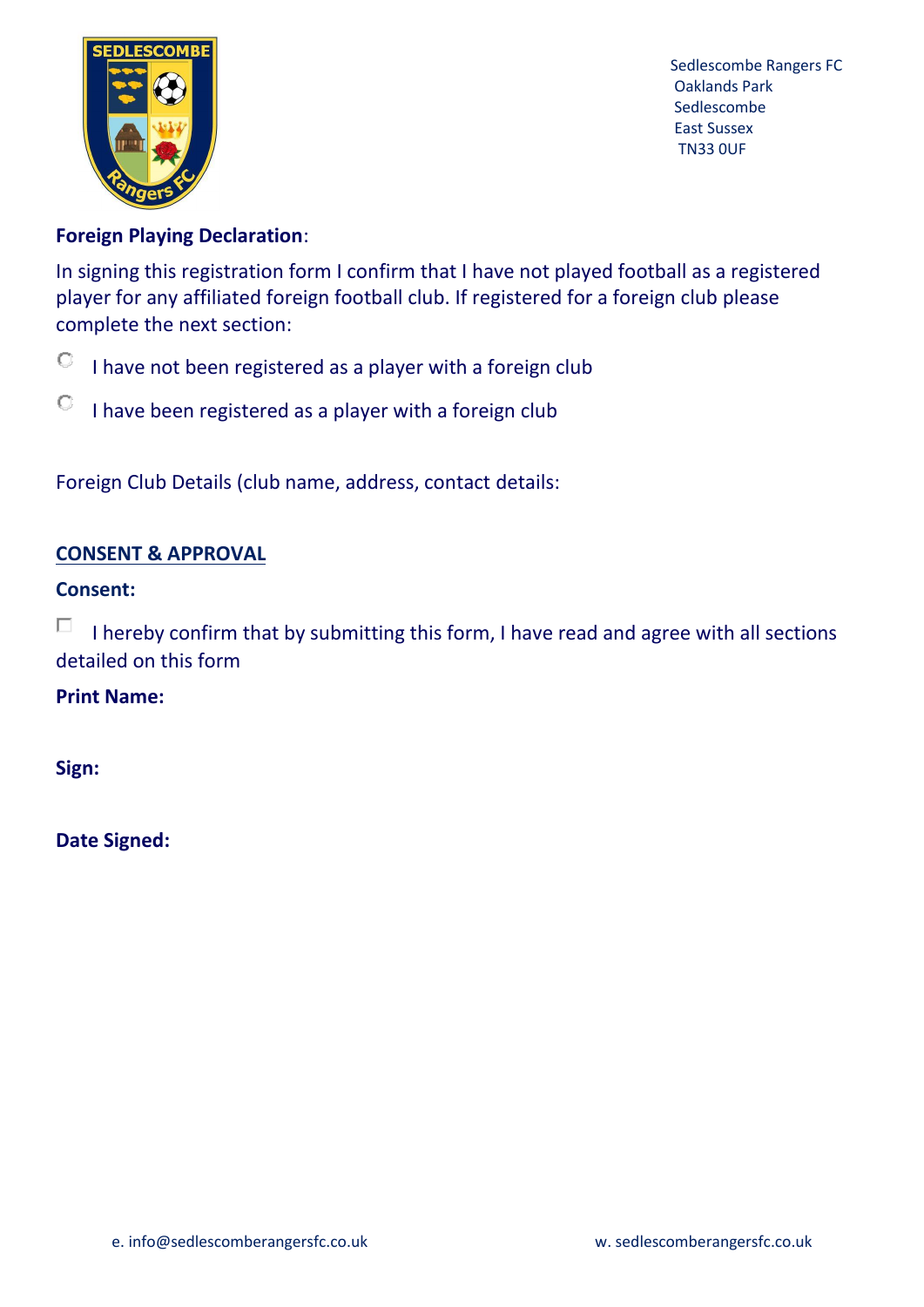Sedlescombe Rangers FC
Oaklands Park
Sedlescombe
East Sussex
TN33 0UF

**Foreign Playing Declaration**:

In signing this registration form I confirm that I have not played football as a registered player for any affiliated foreign football club. If registered for a foreign club please complete the next section:

- ○ I have not been registered as a player with a foreign club
- ○ I have been registered as a player with a foreign club

Foreign Club Details (club name, address, contact details:

## CONSENT & APPROVAL

**Consent:**

☐ I hereby confirm that by submitting this form, I have read and agree with all sections detailed on this form

**Print Name:**

**Sign:**

**Date Signed:**

e. info@sedlescomberangersfc.co.uk

w. sedlescomberangersfc.co.uk